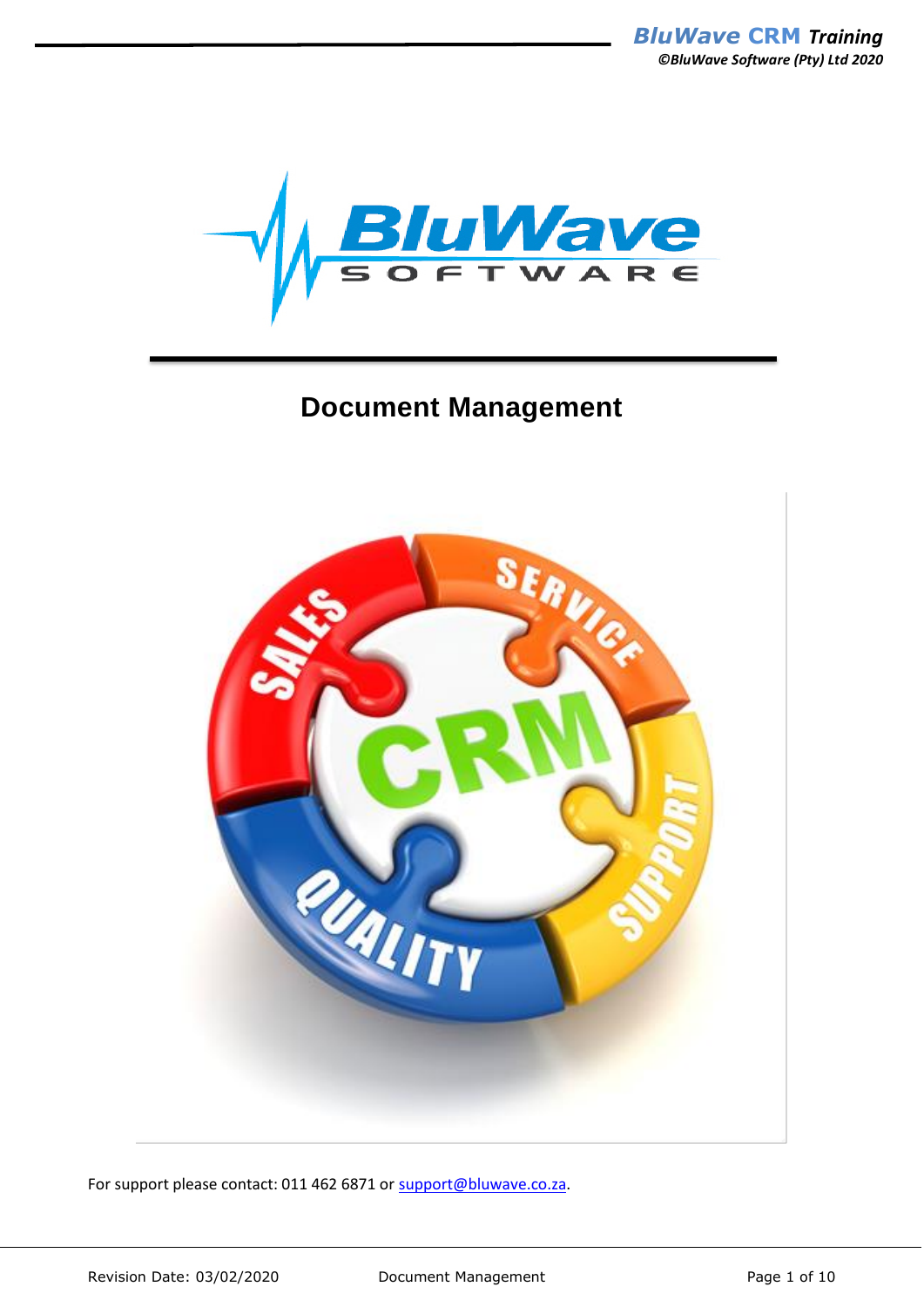# Document Management

For support please contact: 011 462 6871 or support@bluwave.co.za.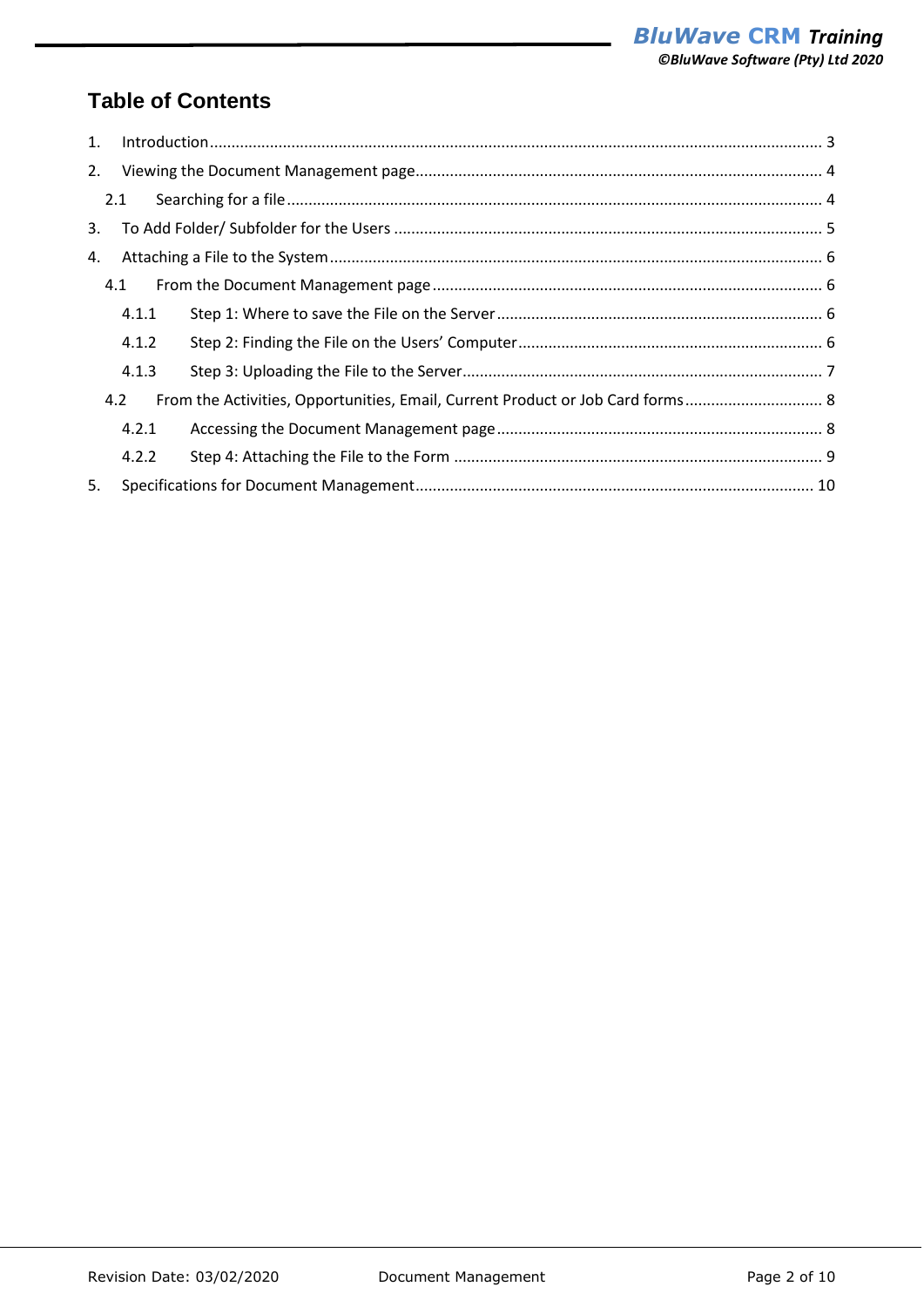## Table of Contents

1. Introduction ........................................................................................................................................ 3
2. Viewing the Document Management page.......................................................................................... 4
   - 2.1 Searching for a file ........................................................................................................................ 4
3. To Add Folder/ Subfolder for the Users ................................................................................................ 5
4. Attaching a File to the System .............................................................................................................. 6
   - 4.1 From the Document Management page ....................................................................................... 6
     - 4.1.1 Step 1: Where to save the File on the Server ........................................................................ 6
     - 4.1.2 Step 2: Finding the File on the Users' Computer ................................................................... 6
     - 4.1.3 Step 3: Uploading the File to the Server ................................................................................ 7
   - 4.2 From the Activities, Opportunities, Email, Current Product or Job Card forms ............................... 8
     - 4.2.1 Accessing the Document Management page ........................................................................ 8
     - 4.2.2 Step 4: Attaching the File to the Form .................................................................................. 9
5. Specifications for Document Management ......................................................................................... 10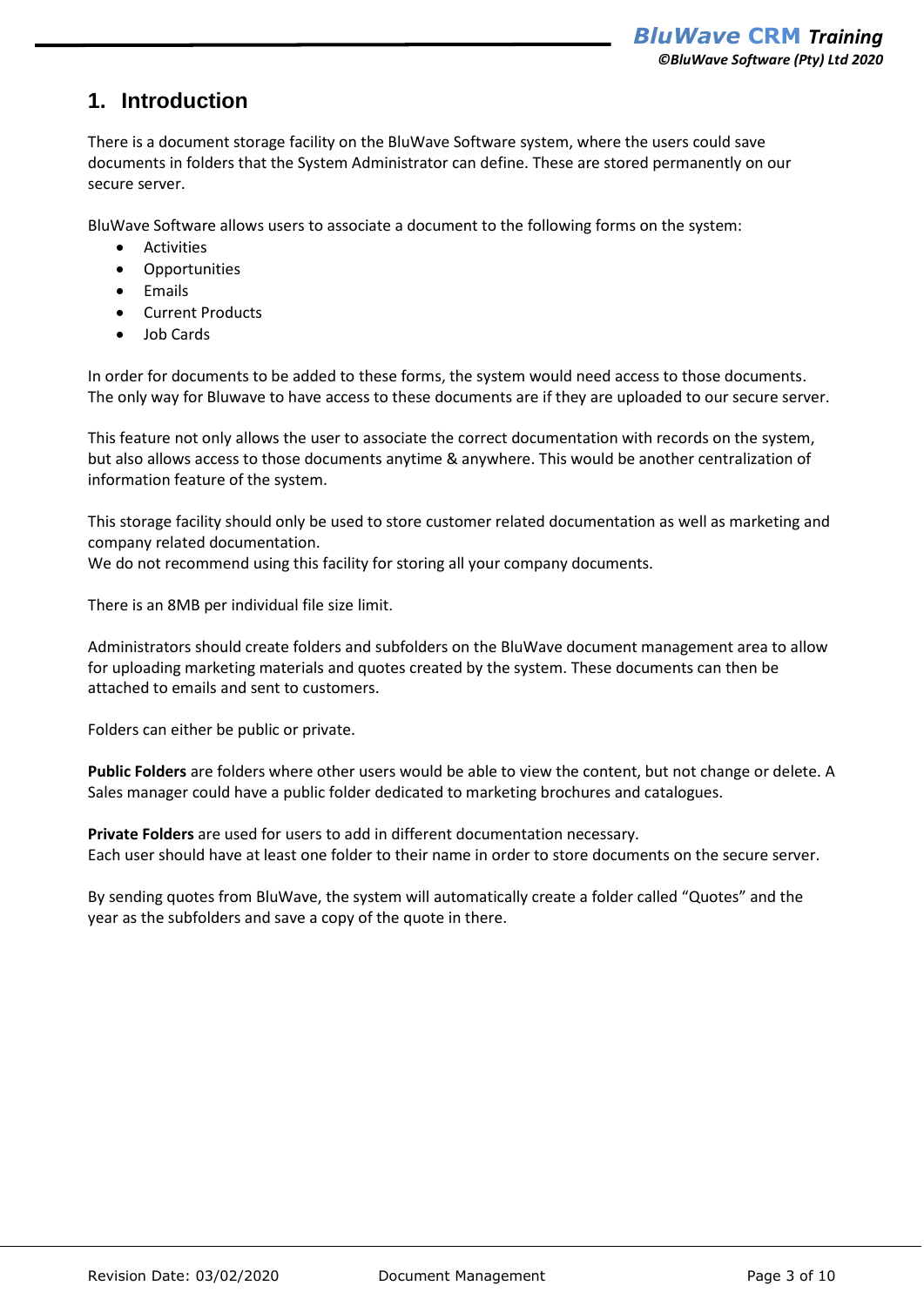# 1. Introduction

There is a document storage facility on the BluWave Software system, where the users could save documents in folders that the System Administrator can define. These are stored permanently on our secure server.

BluWave Software allows users to associate a document to the following forms on the system:

- Activities
- Opportunities
- Emails
- Current Products
- Job Cards

In order for documents to be added to these forms, the system would need access to those documents. The only way for Bluwave to have access to these documents are if they are uploaded to our secure server.

This feature not only allows the user to associate the correct documentation with records on the system, but also allows access to those documents anytime & anywhere. This would be another centralization of information feature of the system.

This storage facility should only be used to store customer related documentation as well as marketing and company related documentation.
We do not recommend using this facility for storing all your company documents.

There is an 8MB per individual file size limit.

Administrators should create folders and subfolders on the BluWave document management area to allow for uploading marketing materials and quotes created by the system. These documents can then be attached to emails and sent to customers.

Folders can either be public or private.

**Public Folders** are folders where other users would be able to view the content, but not change or delete. A Sales manager could have a public folder dedicated to marketing brochures and catalogues.

**Private Folders** are used for users to add in different documentation necessary.
Each user should have at least one folder to their name in order to store documents on the secure server.

By sending quotes from BluWave, the system will automatically create a folder called “Quotes” and the year as the subfolders and save a copy of the quote in there.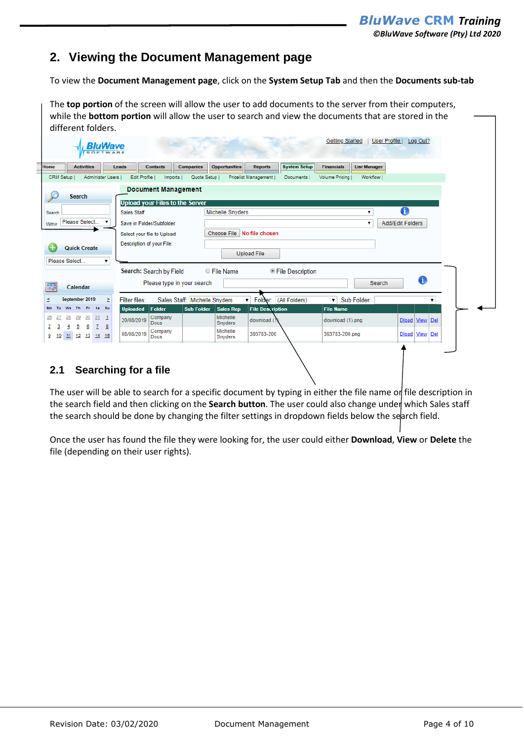## 2. Viewing the Document Management page

To view the **Document Management page**, click on the **System Setup Tab** and then the **Documents sub-tab**

The **top portion** of the screen will allow the user to add documents to the server from their computers, while the **bottom portion** will allow the user to search and view the documents that are stored in the different folders.

### 2.1 Searching for a file

The user will be able to search for a specific document by typing in either the file name or file description in the search field and then clicking on the **Search button**. The user could also change under which Sales staff the search should be done by changing the filter settings in dropdown fields below the search field.

Once the user has found the file they were looking for, the user could either **Download**, **View** or **Delete** the file (depending on their user rights).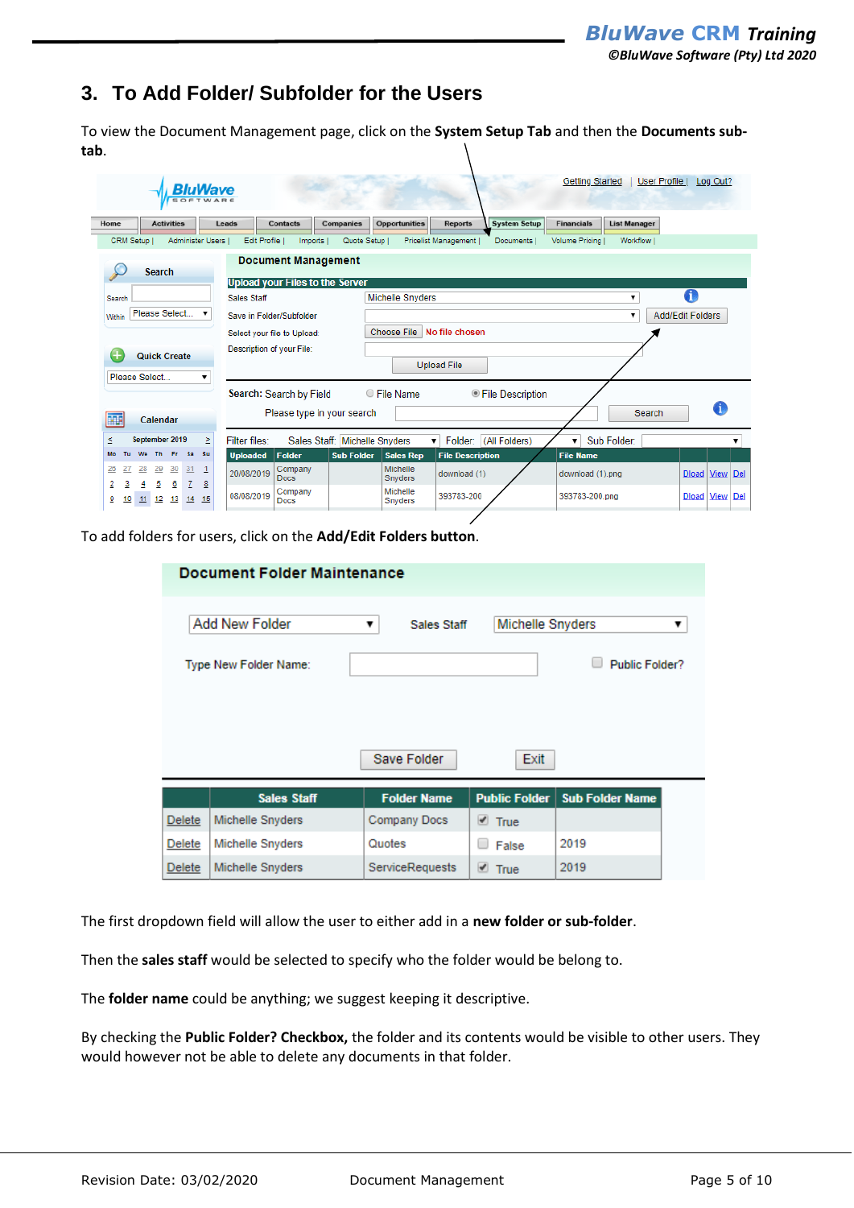## 3. To Add Folder/ Subfolder for the Users

To view the Document Management page, click on the **System Setup Tab** and then the **Documents sub-tab**.

To add folders for users, click on the **Add/Edit Folders button**.

The first dropdown field will allow the user to either add in a **new folder or sub-folder**.

Then the **sales staff** would be selected to specify who the folder would be belong to.

The **folder name** could be anything; we suggest keeping it descriptive.

By checking the **Public Folder? Checkbox,** the folder and its contents would be visible to other users. They would however not be able to delete any documents in that folder.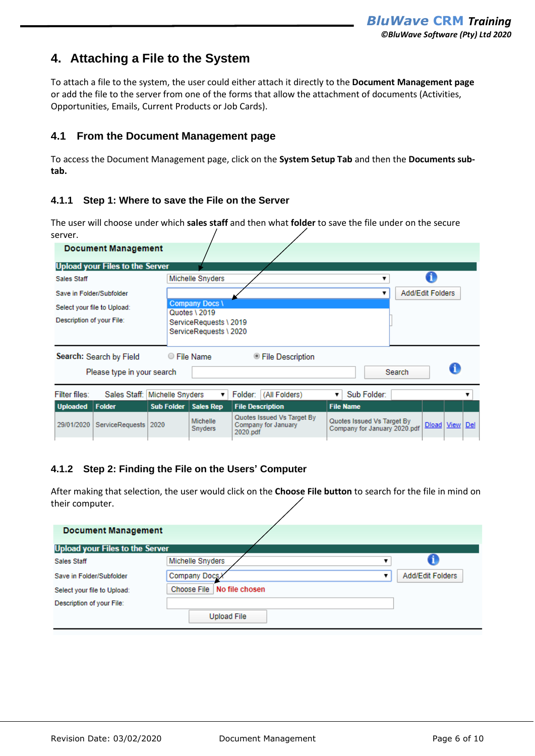## 4. Attaching a File to the System

To attach a file to the system, the user could either attach it directly to the **Document Management page** or add the file to the server from one of the forms that allow the attachment of documents (Activities, Opportunities, Emails, Current Products or Job Cards).

### 4.1 From the Document Management page

To access the Document Management page, click on the **System Setup Tab** and then the **Documents sub-tab.**

#### 4.1.1 Step 1: Where to save the File on the Server

The user will choose under which **sales staff** and then what **folder** to save the file under on the secure server.

#### 4.1.2 Step 2: Finding the File on the Users' Computer

After making that selection, the user would click on the **Choose File button** to search for the file in mind on their computer.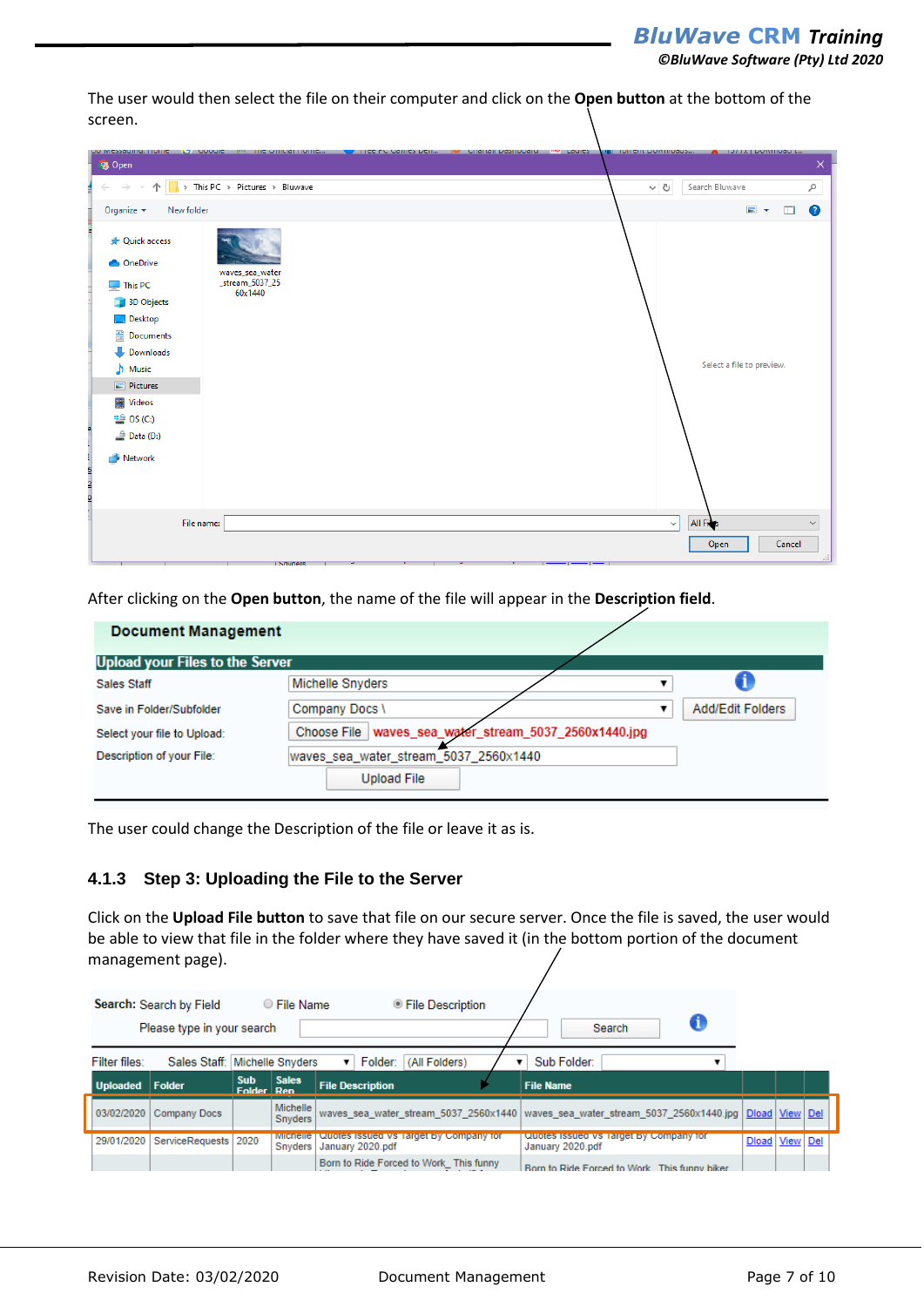The user would then select the file on their computer and click on the **Open button** at the bottom of the screen.

After clicking on the **Open button**, the name of the file will appear in the **Description field**.

The user could change the Description of the file or leave it as is.

### 4.1.3 Step 3: Uploading the File to the Server

Click on the **Upload File button** to save that file on our secure server. Once the file is saved, the user would be able to view that file in the folder where they have saved it (in the bottom portion of the document management page).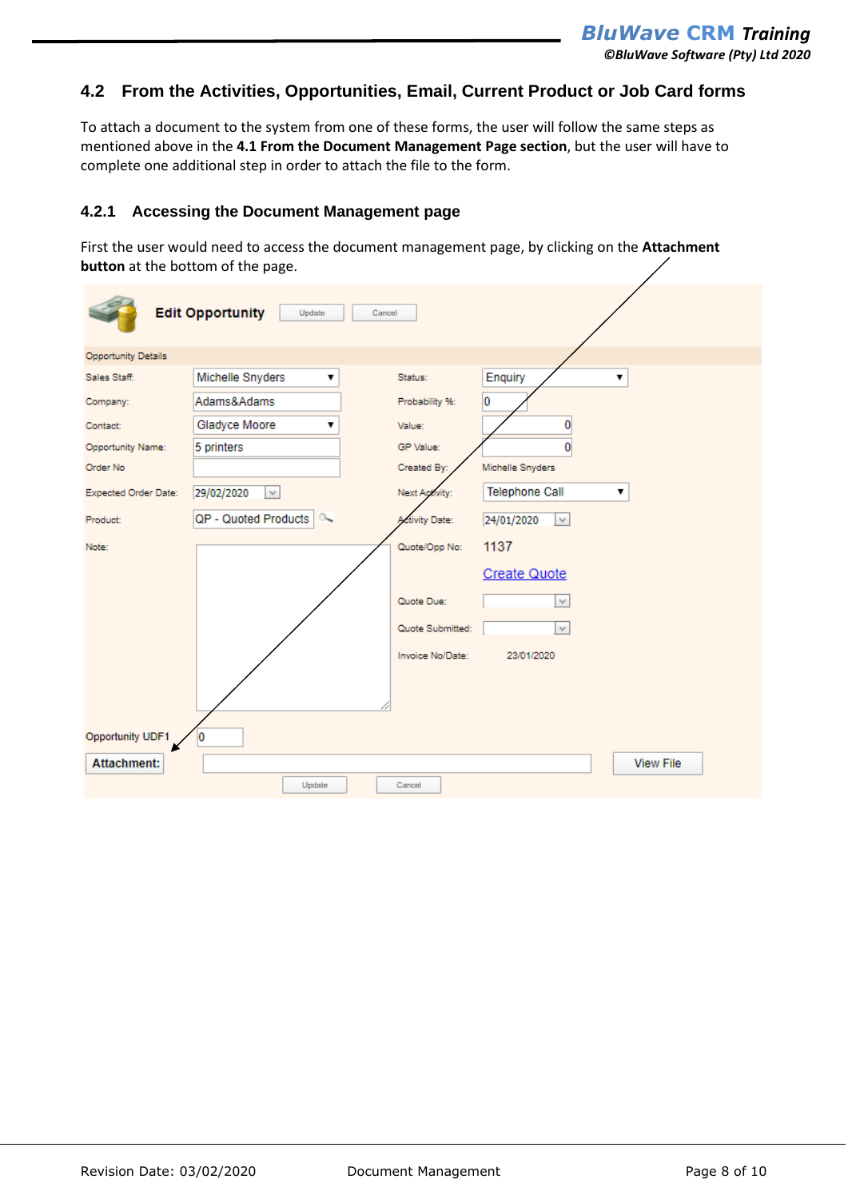## 4.2 From the Activities, Opportunities, Email, Current Product or Job Card forms

To attach a document to the system from one of these forms, the user will follow the same steps as mentioned above in the **4.1 From the Document Management Page section**, but the user will have to complete one additional step in order to attach the file to the form.

### 4.2.1 Accessing the Document Management page

First the user would need to access the document management page, by clicking on the **Attachment button** at the bottom of the page.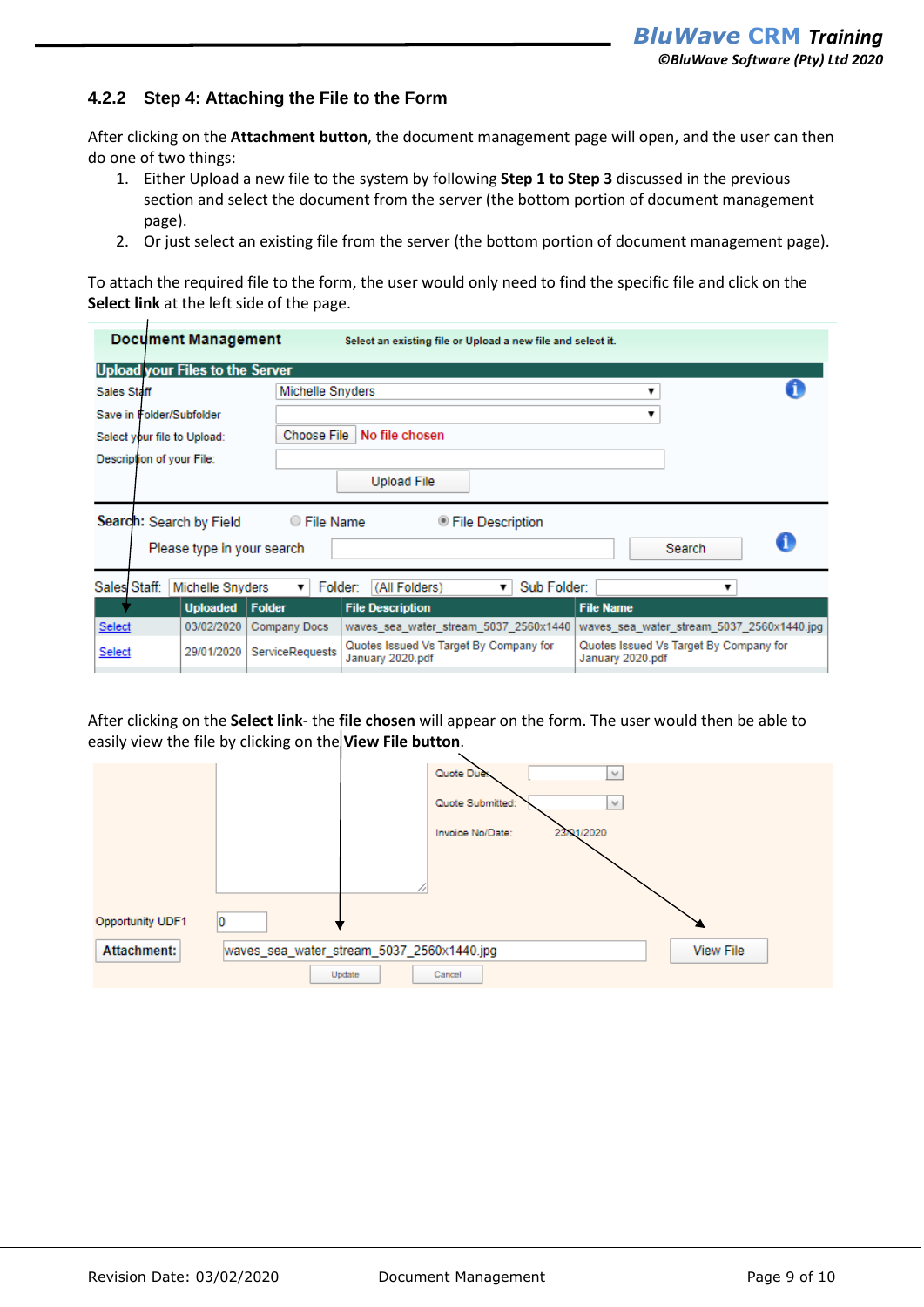### 4.2.2 Step 4: Attaching the File to the Form

After clicking on the **Attachment button**, the document management page will open, and the user can then do one of two things:

1. Either Upload a new file to the system by following **Step 1 to Step 3** discussed in the previous section and select the document from the server (the bottom portion of document management page).
2. Or just select an existing file from the server (the bottom portion of document management page).

To attach the required file to the form, the user would only need to find the specific file and click on the **Select link** at the left side of the page.

After clicking on the **Select link**- the **file chosen** will appear on the form. The user would then be able to easily view the file by clicking on the **View File button**.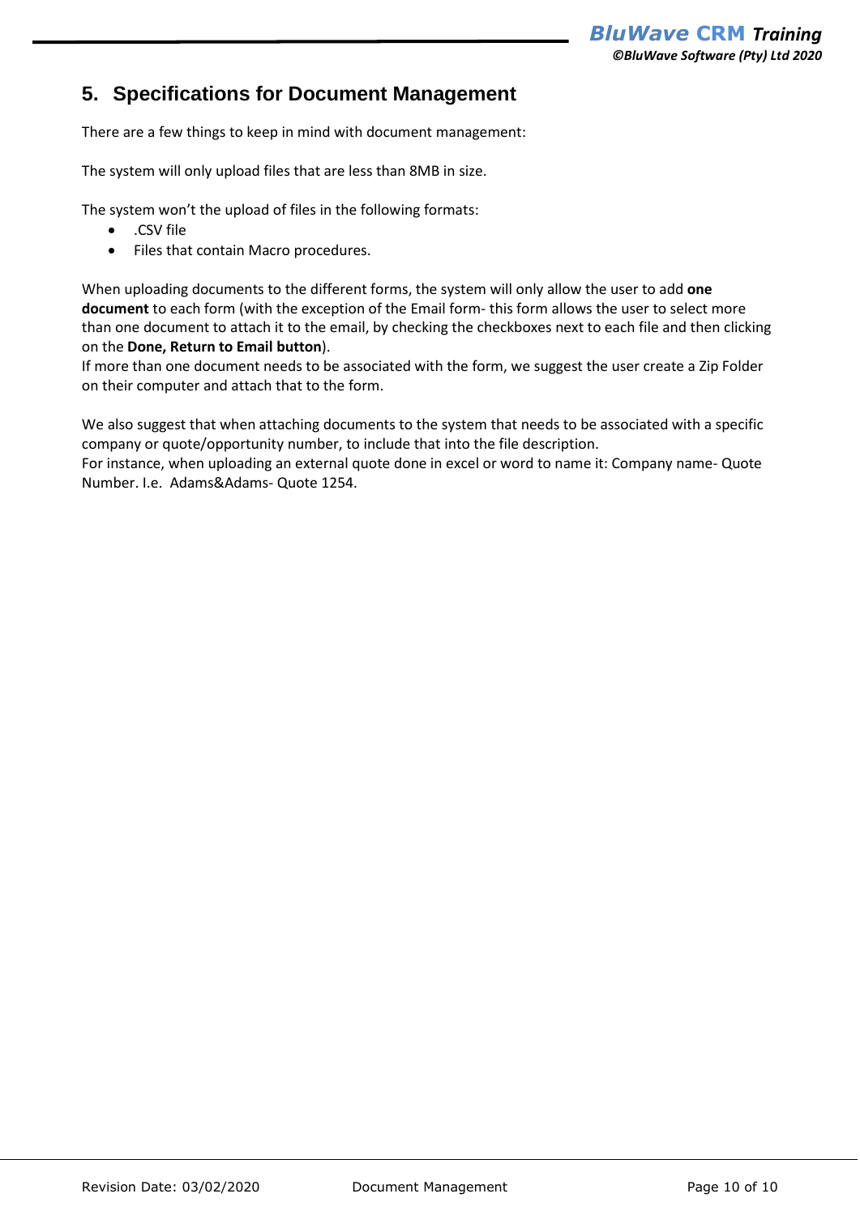## 5. Specifications for Document Management

There are a few things to keep in mind with document management:

The system will only upload files that are less than 8MB in size.

The system won't the upload of files in the following formats:

- .CSV file
- Files that contain Macro procedures.

When uploading documents to the different forms, the system will only allow the user to add **one document** to each form (with the exception of the Email form- this form allows the user to select more than one document to attach it to the email, by checking the checkboxes next to each file and then clicking on the **Done, Return to Email button**).
If more than one document needs to be associated with the form, we suggest the user create a Zip Folder on their computer and attach that to the form.

We also suggest that when attaching documents to the system that needs to be associated with a specific company or quote/opportunity number, to include that into the file description.
For instance, when uploading an external quote done in excel or word to name it: Company name- Quote Number. I.e. Adams&Adams- Quote 1254.